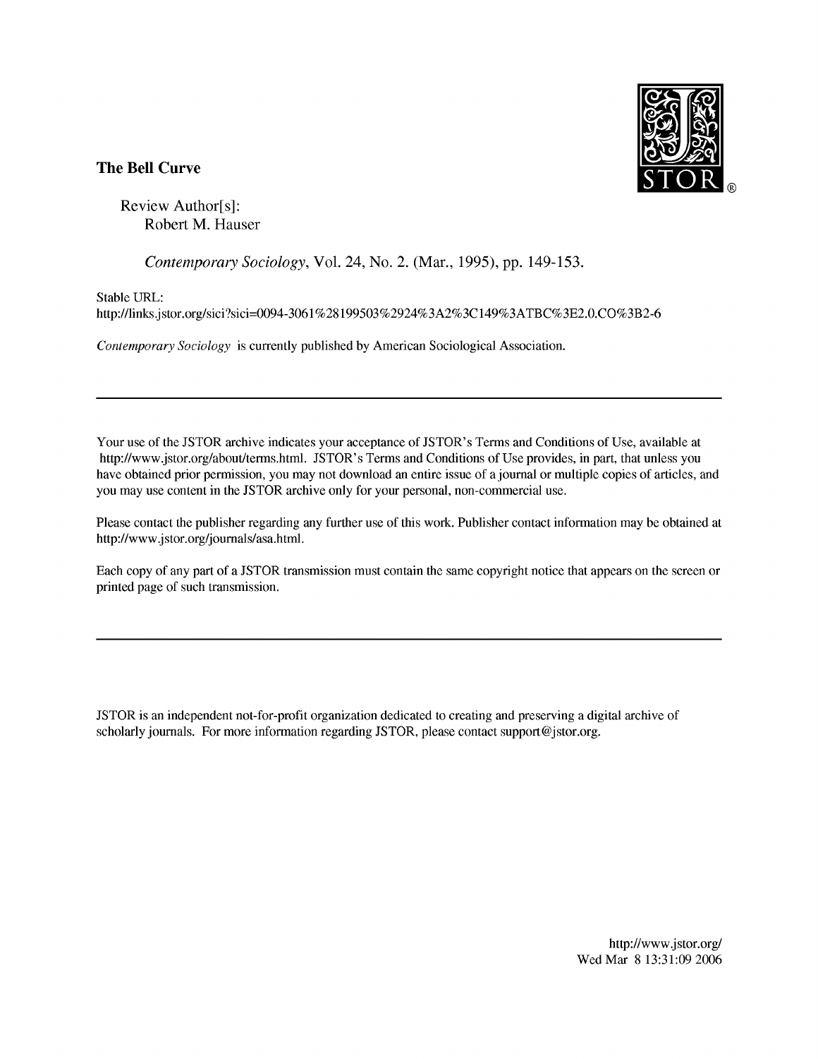**The Bell Curve**

Review Author[s]:
Robert M. Hauser

*Contemporary Sociology*, Vol. 24, No. 2. (Mar., 1995), pp. 149-153.

Stable URL:
http://links.jstor.org/sici?sici=0094-3061%28199503%2924%3A2%3C149%3ATBC%3E2.0.CO%3B2-6

*Contemporary Sociology* is currently published by American Sociological Association.

---

Your use of the JSTOR archive indicates your acceptance of JSTOR's Terms and Conditions of Use, available at http://www.jstor.org/about/terms.html. JSTOR's Terms and Conditions of Use provides, in part, that unless you have obtained prior permission, you may not download an entire issue of a journal or multiple copies of articles, and you may use content in the JSTOR archive only for your personal, non-commercial use.

Please contact the publisher regarding any further use of this work. Publisher contact information may be obtained at http://www.jstor.org/journals/asa.html.

Each copy of any part of a JSTOR transmission must contain the same copyright notice that appears on the screen or printed page of such transmission.

---

JSTOR is an independent not-for-profit organization dedicated to creating and preserving a digital archive of scholarly journals. For more information regarding JSTOR, please contact support@jstor.org.

http://www.jstor.org/
Wed Mar 8 13:31:09 2006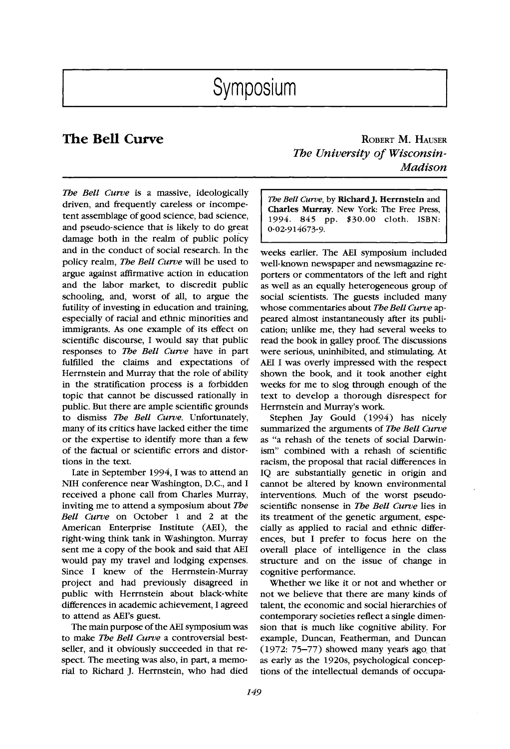# Symposium

## The Bell Curve

ROBERT M. HAUSER
*The University of Wisconsin-Madison*

*The Bell Curve*, by **Richard J. Herrnstein** and **Charles Murray**. New York: The Free Press, 1994. 845 pp. $30.00 cloth. ISBN: 0-02-914673-9.

*The Bell Curve* is a massive, ideologically driven, and frequently careless or incompetent assemblage of good science, bad science, and pseudo-science that is likely to do great damage both in the realm of public policy and in the conduct of social research. In the policy realm, *The Bell Curve* will be used to argue against affirmative action in education and the labor market, to discredit public schooling, and, worst of all, to argue the futility of investing in education and training, especially of racial and ethnic minorities and immigrants. As one example of its effect on scientific discourse, I would say that public responses to *The Bell Curve* have in part fulfilled the claims and expectations of Herrnstein and Murray that the role of ability in the stratification process is a forbidden topic that cannot be discussed rationally in public. But there are ample scientific grounds to dismiss *The Bell Curve*. Unfortunately, many of its critics have lacked either the time or the expertise to identify more than a few of the factual or scientific errors and distortions in the text.

Late in September 1994, I was to attend an NIH conference near Washington, D.C., and I received a phone call from Charles Murray, inviting me to attend a symposium about *The Bell Curve* on October 1 and 2 at the American Enterprise Institute (AEI), the right-wing think tank in Washington. Murray sent me a copy of the book and said that AEI would pay my travel and lodging expenses. Since I knew of the Herrnstein-Murray project and had previously disagreed in public with Herrnstein about black-white differences in academic achievement, I agreed to attend as AEI's guest.

The main purpose of the AEI symposium was to make *The Bell Curve* a controversial bestseller, and it obviously succeeded in that respect. The meeting was also, in part, a memorial to Richard J. Herrnstein, who had died weeks earlier. The AEI symposium included well-known newspaper and newsmagazine reporters or commentators of the left and right as well as an equally heterogeneous group of social scientists. The guests included many whose commentaries about *The Bell Curve* appeared almost instantaneously after its publication; unlike me, they had several weeks to read the book in galley proof. The discussions were serious, uninhibited, and stimulating. At AEI I was overly impressed with the respect shown the book, and it took another eight weeks for me to slog through enough of the text to develop a thorough disrespect for Herrnstein and Murray's work.

Stephen Jay Gould (1994) has nicely summarized the arguments of *The Bell Curve* as "a rehash of the tenets of social Darwinism" combined with a rehash of scientific racism, the proposal that racial differences in IQ are substantially genetic in origin and cannot be altered by known environmental interventions. Much of the worst pseudo-scientific nonsense in *The Bell Curve* lies in its treatment of the genetic argument, especially as applied to racial and ethnic differences, but I prefer to focus here on the overall place of intelligence in the class structure and on the issue of change in cognitive performance.

Whether we like it or not and whether or not we believe that there are many kinds of talent, the economic and social hierarchies of contemporary societies reflect a single dimension that is much like cognitive ability. For example, Duncan, Featherman, and Duncan (1972: 75–77) showed many years ago that as early as the 1920s, psychological conceptions of the intellectual demands of occupa-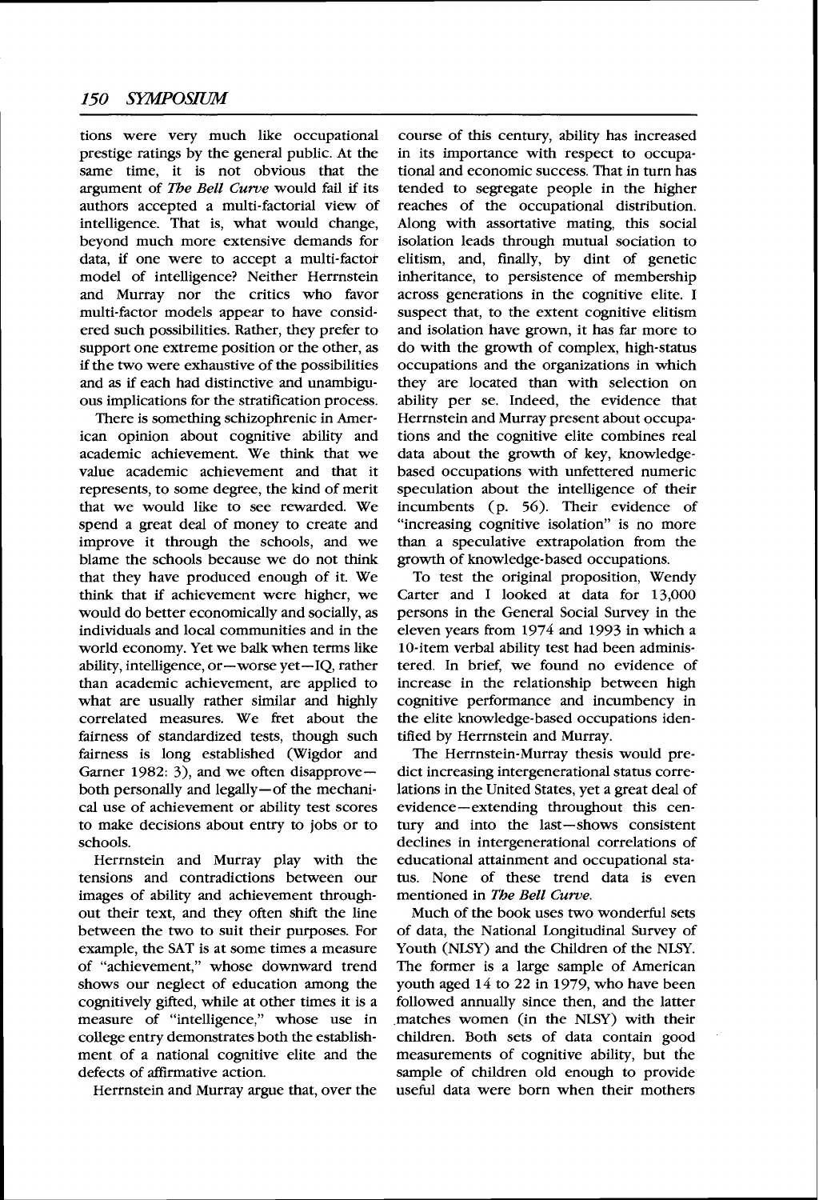tions were very much like occupational prestige ratings by the general public. At the same time, it is not obvious that the argument of *The Bell Curve* would fail if its authors accepted a multi-factorial view of intelligence. That is, what would change, beyond much more extensive demands for data, if one were to accept a multi-factor model of intelligence? Neither Herrnstein and Murray nor the critics who favor multi-factor models appear to have considered such possibilities. Rather, they prefer to support one extreme position or the other, as if the two were exhaustive of the possibilities and as if each had distinctive and unambiguous implications for the stratification process.

There is something schizophrenic in American opinion about cognitive ability and academic achievement. We think that we value academic achievement and that it represents, to some degree, the kind of merit that we would like to see rewarded. We spend a great deal of money to create and improve it through the schools, and we blame the schools because we do not think that they have produced enough of it. We think that if achievement were higher, we would do better economically and socially, as individuals and local communities and in the world economy. Yet we balk when terms like ability, intelligence, or—worse yet—IQ, rather than academic achievement, are applied to what are usually rather similar and highly correlated measures. We fret about the fairness of standardized tests, though such fairness is long established (Wigdor and Garner 1982: 3), and we often disapprove—both personally and legally—of the mechanical use of achievement or ability test scores to make decisions about entry to jobs or to schools.

Herrnstein and Murray play with the tensions and contradictions between our images of ability and achievement throughout their text, and they often shift the line between the two to suit their purposes. For example, the SAT is at some times a measure of "achievement," whose downward trend shows our neglect of education among the cognitively gifted, while at other times it is a measure of "intelligence," whose use in college entry demonstrates both the establishment of a national cognitive elite and the defects of affirmative action.

Herrnstein and Murray argue that, over the course of this century, ability has increased in its importance with respect to occupational and economic success. That in turn has tended to segregate people in the higher reaches of the occupational distribution. Along with assortative mating, this social isolation leads through mutual sociation to elitism, and, finally, by dint of genetic inheritance, to persistence of membership across generations in the cognitive elite. I suspect that, to the extent cognitive elitism and isolation have grown, it has far more to do with the growth of complex, high-status occupations and the organizations in which they are located than with selection on ability per se. Indeed, the evidence that Herrnstein and Murray present about occupations and the cognitive elite combines real data about the growth of key, knowledge-based occupations with unfettered numeric speculation about the intelligence of their incumbents (p. 56). Their evidence of "increasing cognitive isolation" is no more than a speculative extrapolation from the growth of knowledge-based occupations.

To test the original proposition, Wendy Carter and I looked at data for 13,000 persons in the General Social Survey in the eleven years from 1974 and 1993 in which a 10-item verbal ability test had been administered. In brief, we found no evidence of increase in the relationship between high cognitive performance and incumbency in the elite knowledge-based occupations identified by Herrnstein and Murray.

The Herrnstein-Murray thesis would predict increasing intergenerational status correlations in the United States, yet a great deal of evidence—extending throughout this century and into the last—shows consistent declines in intergenerational correlations of educational attainment and occupational status. None of these trend data is even mentioned in *The Bell Curve*.

Much of the book uses two wonderful sets of data, the National Longitudinal Survey of Youth (NLSY) and the Children of the NLSY. The former is a large sample of American youth aged 14 to 22 in 1979, who have been followed annually since then, and the latter matches women (in the NLSY) with their children. Both sets of data contain good measurements of cognitive ability, but the sample of children old enough to provide useful data were born when their mothers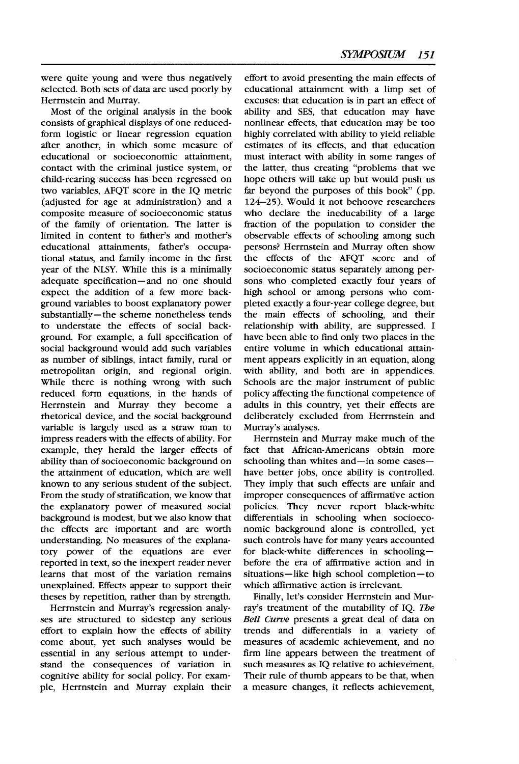were quite young and were thus negatively selected. Both sets of data are used poorly by Herrnstein and Murray.

Most of the original analysis in the book consists of graphical displays of one reduced-form logistic or linear regression equation after another, in which some measure of educational or socioeconomic attainment, contact with the criminal justice system, or child-rearing success has been regressed on two variables, AFQT score in the IQ metric (adjusted for age at administration) and a composite measure of socioeconomic status of the family of orientation. The latter is limited in content to father's and mother's educational attainments, father's occupational status, and family income in the first year of the NLSY. While this is a minimally adequate specification—and no one should expect the addition of a few more background variables to boost explanatory power substantially—the scheme nonetheless tends to understate the effects of social background. For example, a full specification of social background would add such variables as number of siblings, intact family, rural or metropolitan origin, and regional origin. While there is nothing wrong with such reduced form equations, in the hands of Herrnstein and Murray they become a rhetorical device, and the social background variable is largely used as a straw man to impress readers with the effects of ability. For example, they herald the larger effects of ability than of socioeconomic background on the attainment of education, which are well known to any serious student of the subject. From the study of stratification, we know that the explanatory power of measured social background is modest, but we also know that the effects are important and are worth understanding. No measures of the explanatory power of the equations are ever reported in text, so the inexpert reader never learns that most of the variation remains unexplained. Effects appear to support their theses by repetition, rather than by strength.

Herrnstein and Murray's regression analyses are structured to sidestep any serious effort to explain how the effects of ability come about, yet such analyses would be essential in any serious attempt to understand the consequences of variation in cognitive ability for social policy. For example, Herrnstein and Murray explain their effort to avoid presenting the main effects of educational attainment with a limp set of excuses: that education is in part an effect of ability and SES, that education may have nonlinear effects, that education may be too highly correlated with ability to yield reliable estimates of its effects, and that education must interact with ability in some ranges of the latter, thus creating "problems that we hope others will take up but would push us far beyond the purposes of this book" (pp. 124–25). Would it not behoove researchers who declare the ineducability of a large fraction of the population to consider the observable effects of schooling among such persons? Herrnstein and Murray often show the effects of the AFQT score and of socioeconomic status separately among persons who completed exactly four years of high school or among persons who completed exactly a four-year college degree, but the main effects of schooling, and their relationship with ability, are suppressed. I have been able to find only two places in the entire volume in which educational attainment appears explicitly in an equation, along with ability, and both are in appendices. Schools are the major instrument of public policy affecting the functional competence of adults in this country, yet their effects are deliberately excluded from Herrnstein and Murray's analyses.

Herrnstein and Murray make much of the fact that African-Americans obtain more schooling than whites and—in some cases—have better jobs, once ability is controlled. They imply that such effects are unfair and improper consequences of affirmative action policies. They never report black-white differentials in schooling when socioeconomic background alone is controlled, yet such controls have for many years accounted for black-white differences in schooling—before the era of affirmative action and in situations—like high school completion—to which affirmative action is irrelevant.

Finally, let's consider Herrnstein and Murray's treatment of the mutability of IQ. *The Bell Curve* presents a great deal of data on trends and differentials in a variety of measures of academic achievement, and no firm line appears between the treatment of such measures as IQ relative to achievement. Their rule of thumb appears to be that, when a measure changes, it reflects achievement,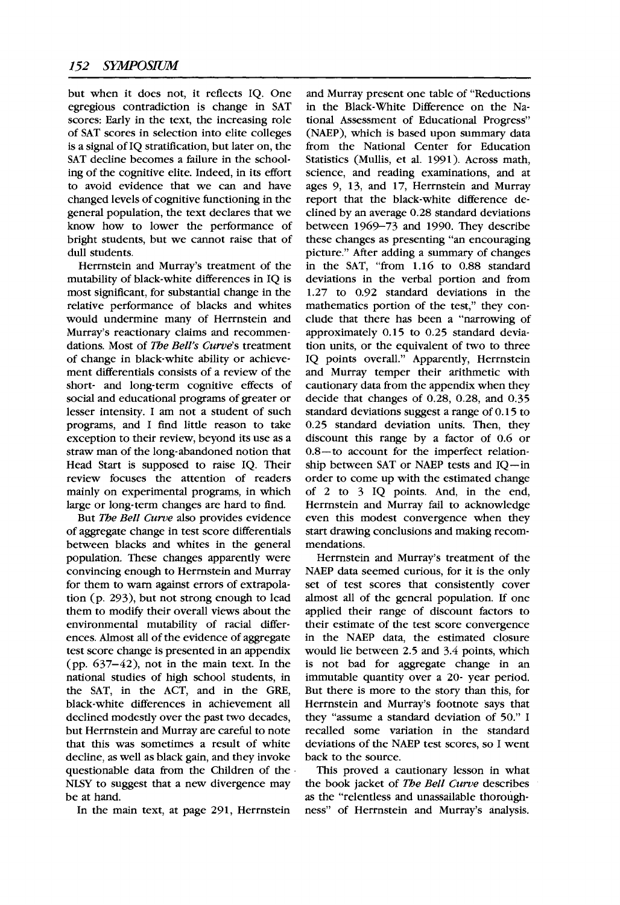but when it does not, it reflects IQ. One egregious contradiction is change in SAT scores: Early in the text, the increasing role of SAT scores in selection into elite colleges is a signal of IQ stratification, but later on, the SAT decline becomes a failure in the schooling of the cognitive elite. Indeed, in its effort to avoid evidence that we can and have changed levels of cognitive functioning in the general population, the text declares that we know how to lower the performance of bright students, but we cannot raise that of dull students.

Herrnstein and Murray's treatment of the mutability of black-white differences in IQ is most significant, for substantial change in the relative performance of blacks and whites would undermine many of Herrnstein and Murray's reactionary claims and recommendations. Most of *The Bell's Curve*'s treatment of change in black-white ability or achievement differentials consists of a review of the short- and long-term cognitive effects of social and educational programs of greater or lesser intensity. I am not a student of such programs, and I find little reason to take exception to their review, beyond its use as a straw man of the long-abandoned notion that Head Start is supposed to raise IQ. Their review focuses the attention of readers mainly on experimental programs, in which large or long-term changes are hard to find.

But *The Bell Curve* also provides evidence of aggregate change in test score differentials between blacks and whites in the general population. These changes apparently were convincing enough to Herrnstein and Murray for them to warn against errors of extrapolation (p. 293), but not strong enough to lead them to modify their overall views about the environmental mutability of racial differences. Almost all of the evidence of aggregate test score change is presented in an appendix (pp. 637–42), not in the main text. In the national studies of high school students, in the SAT, in the ACT, and in the GRE, black-white differences in achievement all declined modestly over the past two decades, but Herrnstein and Murray are careful to note that this was sometimes a result of white decline, as well as black gain, and they invoke questionable data from the Children of the NLSY to suggest that a new divergence may be at hand.

In the main text, at page 291, Herrnstein and Murray present one table of "Reductions in the Black-White Difference on the National Assessment of Educational Progress" (NAEP), which is based upon summary data from the National Center for Education Statistics (Mullis, et al. 1991). Across math, science, and reading examinations, and at ages 9, 13, and 17, Herrnstein and Murray report that the black-white difference declined by an average 0.28 standard deviations between 1969–73 and 1990. They describe these changes as presenting "an encouraging picture." After adding a summary of changes in the SAT, "from 1.16 to 0.88 standard deviations in the verbal portion and from 1.27 to 0.92 standard deviations in the mathematics portion of the test," they conclude that there has been a "narrowing of approximately 0.15 to 0.25 standard deviation units, or the equivalent of two to three IQ points overall." Apparently, Herrnstein and Murray temper their arithmetic with cautionary data from the appendix when they decide that changes of 0.28, 0.28, and 0.35 standard deviations suggest a range of 0.15 to 0.25 standard deviation units. Then, they discount this range by a factor of 0.6 or 0.8—to account for the imperfect relationship between SAT or NAEP tests and IQ—in order to come up with the estimated change of 2 to 3 IQ points. And, in the end, Herrnstein and Murray fail to acknowledge even this modest convergence when they start drawing conclusions and making recommendations.

Herrnstein and Murray's treatment of the NAEP data seemed curious, for it is the only set of test scores that consistently cover almost all of the general population. If one applied their range of discount factors to their estimate of the test score convergence in the NAEP data, the estimated closure would lie between 2.5 and 3.4 points, which is not bad for aggregate change in an immutable quantity over a 20- year period. But there is more to the story than this, for Herrnstein and Murray's footnote says that they "assume a standard deviation of 50." I recalled some variation in the standard deviations of the NAEP test scores, so I went back to the source.

This proved a cautionary lesson in what the book jacket of *The Bell Curve* describes as the "relentless and unassailable thoroughness" of Herrnstein and Murray's analysis.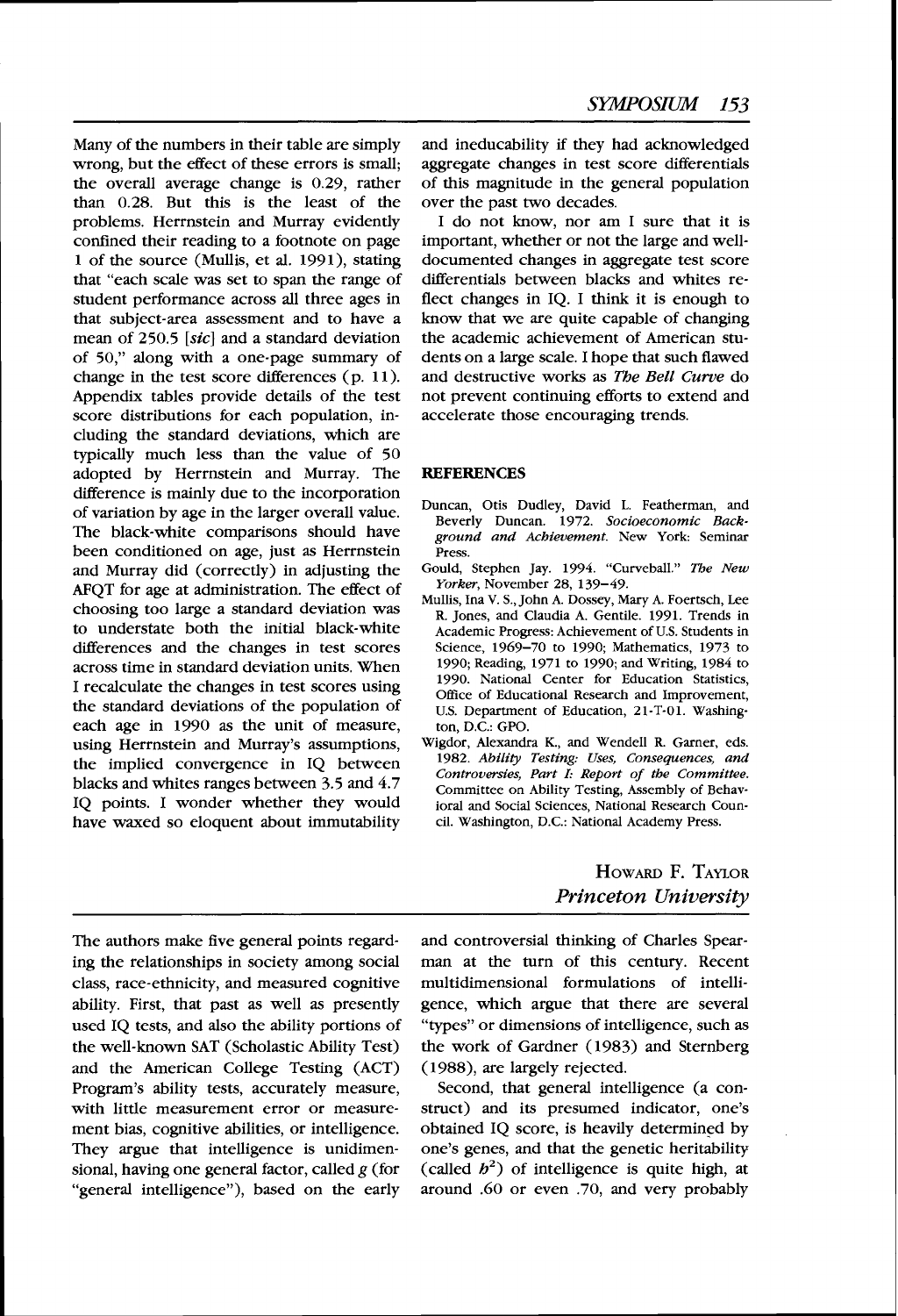Many of the numbers in their table are simply wrong, but the effect of these errors is small; the overall average change is 0.29, rather than 0.28. But this is the least of the problems. Herrnstein and Murray evidently confined their reading to a footnote on page 1 of the source (Mullis, et al. 1991), stating that "each scale was set to span the range of student performance across all three ages in that subject-area assessment and to have a mean of 250.5 [*sic*] and a standard deviation of 50," along with a one-page summary of change in the test score differences (p. 11). Appendix tables provide details of the test score distributions for each population, including the standard deviations, which are typically much less than the value of 50 adopted by Herrnstein and Murray. The difference is mainly due to the incorporation of variation by age in the larger overall value. The black-white comparisons should have been conditioned on age, just as Herrnstein and Murray did (correctly) in adjusting the AFQT for age at administration. The effect of choosing too large a standard deviation was to understate both the initial black-white differences and the changes in test scores across time in standard deviation units. When I recalculate the changes in test scores using the standard deviations of the population of each age in 1990 as the unit of measure, using Herrnstein and Murray's assumptions, the implied convergence in IQ between blacks and whites ranges between 3.5 and 4.7 IQ points. I wonder whether they would have waxed so eloquent about immutability and ineducability if they had acknowledged aggregate changes in test score differentials of this magnitude in the general population over the past two decades.

I do not know, nor am I sure that it is important, whether or not the large and well-documented changes in aggregate test score differentials between blacks and whites reflect changes in IQ. I think it is enough to know that we are quite capable of changing the academic achievement of American students on a large scale. I hope that such flawed and destructive works as *The Bell Curve* do not prevent continuing efforts to extend and accelerate those encouraging trends.

#### REFERENCES

Duncan, Otis Dudley, David L. Featherman, and Beverly Duncan. 1972. *Socioeconomic Background and Achievement*. New York: Seminar Press.

Gould, Stephen Jay. 1994. "Curveball." *The New Yorker*, November 28, 139–49.

Mullis, Ina V. S., John A. Dossey, Mary A. Foertsch, Lee R. Jones, and Claudia A. Gentile. 1991. Trends in Academic Progress: Achievement of U.S. Students in Science, 1969–70 to 1990; Mathematics, 1973 to 1990; Reading, 1971 to 1990; and Writing, 1984 to 1990. National Center for Education Statistics, Office of Educational Research and Improvement, U.S. Department of Education, 21-T-01. Washington, D.C.: GPO.

Wigdor, Alexandra K., and Wendell R. Garner, eds. 1982. *Ability Testing: Uses, Consequences, and Controversies, Part I: Report of the Committee*. Committee on Ability Testing, Assembly of Behavioral and Social Sciences, National Research Council. Washington, D.C.: National Academy Press.

## HOWARD F. TAYLOR
*Princeton University*

The authors make five general points regarding the relationships in society among social class, race-ethnicity, and measured cognitive ability. First, that past as well as presently used IQ tests, and also the ability portions of the well-known SAT (Scholastic Ability Test) and the American College Testing (ACT) Program's ability tests, accurately measure, with little measurement error or measurement bias, cognitive abilities, or intelligence. They argue that intelligence is unidimensional, having one general factor, called *g* (for "general intelligence"), based on the early and controversial thinking of Charles Spearman at the turn of this century. Recent multidimensional formulations of intelligence, which argue that there are several "types" or dimensions of intelligence, such as the work of Gardner (1983) and Sternberg (1988), are largely rejected.

Second, that general intelligence (a construct) and its presumed indicator, one's obtained IQ score, is heavily determined by one's genes, and that the genetic heritability (called $h^2$) of intelligence is quite high, at around .60 or even .70, and very probably